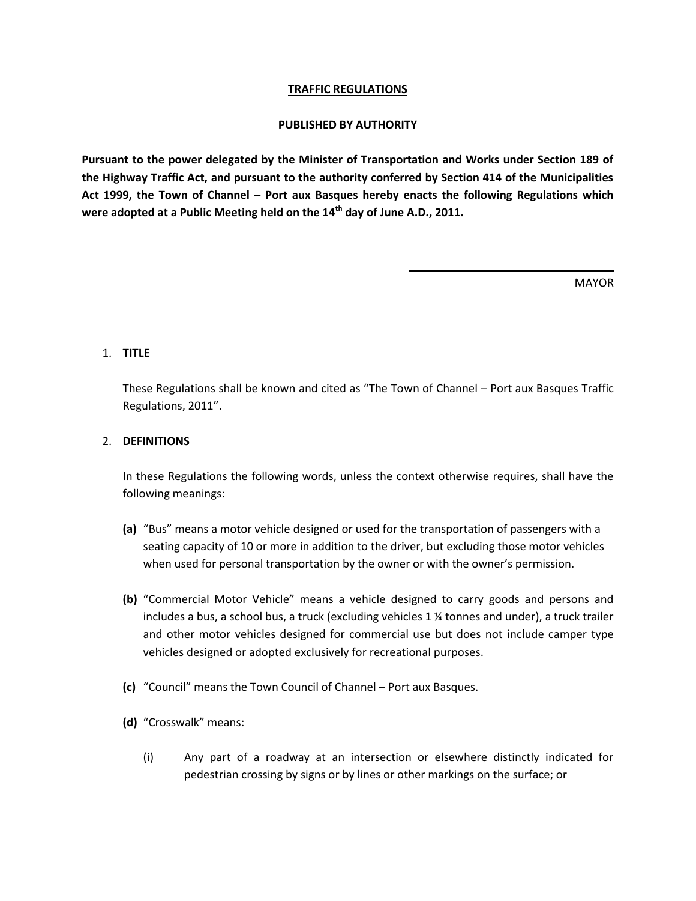# TRAFFIC REGULATIONS

## PUBLISHED BY AUTHORITY

**Pursuant to the power delegated by the Minister of Transportation and Works under Section 189 of the Highway Traffic Act, and pursuant to the authority conferred by Section 414 of the Municipalities Act 1999, the Town of Channel – Port aux Basques hereby enacts the following Regulations which were adopted at a Public Meeting held on the 14th day of June A.D., 2011.**

\_\_\_\_\_\_\_\_\_\_\_\_\_\_\_\_\_\_\_\_\_\_\_\_\_\_\_\_\_\_\_\_\_\_

MAYOR

---

1. **TITLE**

   These Regulations shall be known and cited as "The Town of Channel – Port aux Basques Traffic Regulations, 2011".

2. **DEFINITIONS**

   In these Regulations the following words, unless the context otherwise requires, shall have the following meanings:

   **(a)** "Bus" means a motor vehicle designed or used for the transportation of passengers with a seating capacity of 10 or more in addition to the driver, but excluding those motor vehicles when used for personal transportation by the owner or with the owner's permission.

   **(b)** "Commercial Motor Vehicle" means a vehicle designed to carry goods and persons and includes a bus, a school bus, a truck (excluding vehicles 1 ¼ tonnes and under), a truck trailer and other motor vehicles designed for commercial use but does not include camper type vehicles designed or adopted exclusively for recreational purposes.

   **(c)** "Council" means the Town Council of Channel – Port aux Basques.

   **(d)** "Crosswalk" means:

   (i) Any part of a roadway at an intersection or elsewhere distinctly indicated for pedestrian crossing by signs or by lines or other markings on the surface; or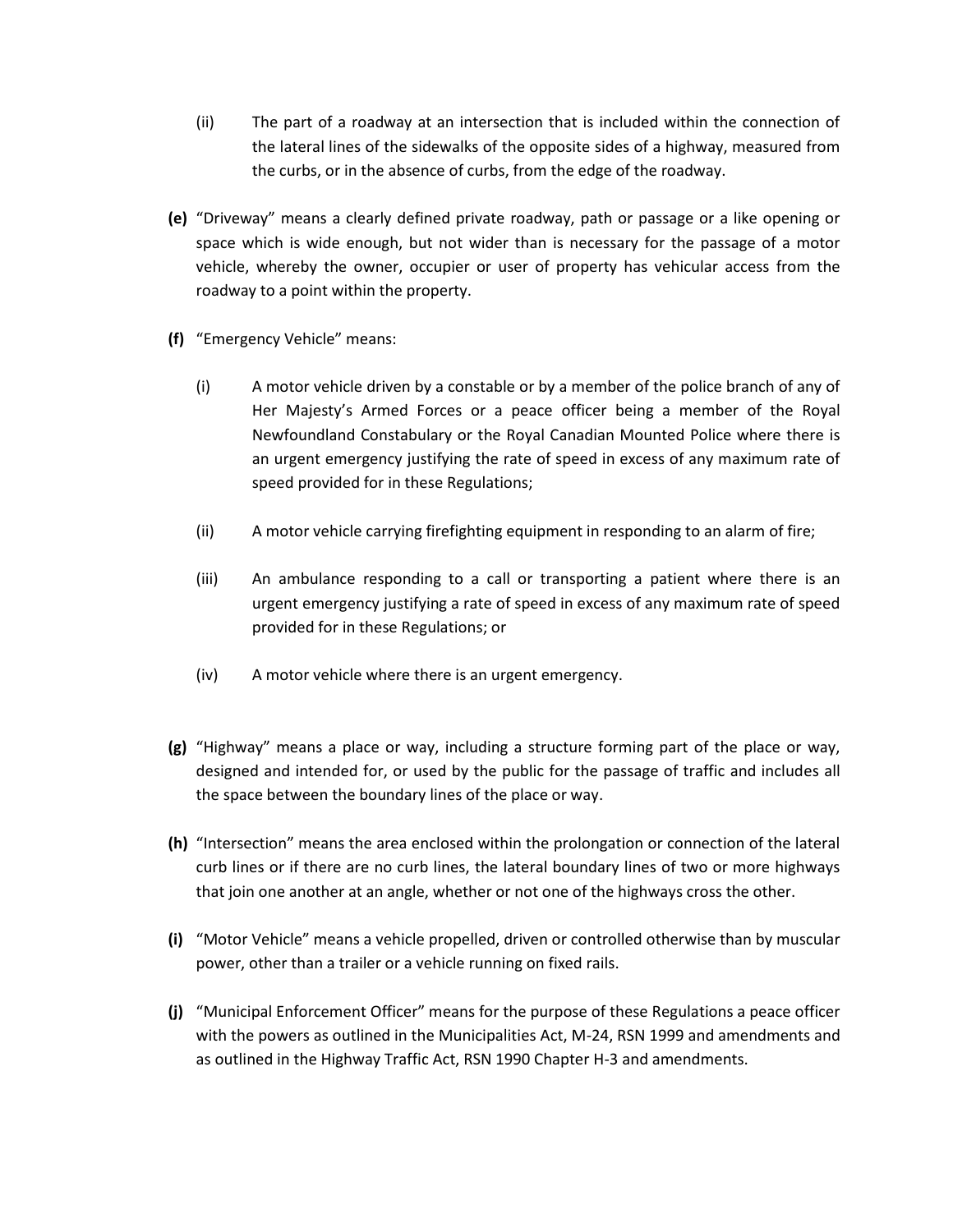(ii) The part of a roadway at an intersection that is included within the connection of the lateral lines of the sidewalks of the opposite sides of a highway, measured from the curbs, or in the absence of curbs, from the edge of the roadway.

**(e)** "Driveway" means a clearly defined private roadway, path or passage or a like opening or space which is wide enough, but not wider than is necessary for the passage of a motor vehicle, whereby the owner, occupier or user of property has vehicular access from the roadway to a point within the property.

**(f)** "Emergency Vehicle" means:

(i) A motor vehicle driven by a constable or by a member of the police branch of any of Her Majesty's Armed Forces or a peace officer being a member of the Royal Newfoundland Constabulary or the Royal Canadian Mounted Police where there is an urgent emergency justifying the rate of speed in excess of any maximum rate of speed provided for in these Regulations;

(ii) A motor vehicle carrying firefighting equipment in responding to an alarm of fire;

(iii) An ambulance responding to a call or transporting a patient where there is an urgent emergency justifying a rate of speed in excess of any maximum rate of speed provided for in these Regulations; or

(iv) A motor vehicle where there is an urgent emergency.

**(g)** "Highway" means a place or way, including a structure forming part of the place or way, designed and intended for, or used by the public for the passage of traffic and includes all the space between the boundary lines of the place or way.

**(h)** "Intersection" means the area enclosed within the prolongation or connection of the lateral curb lines or if there are no curb lines, the lateral boundary lines of two or more highways that join one another at an angle, whether or not one of the highways cross the other.

**(i)** "Motor Vehicle" means a vehicle propelled, driven or controlled otherwise than by muscular power, other than a trailer or a vehicle running on fixed rails.

**(j)** "Municipal Enforcement Officer" means for the purpose of these Regulations a peace officer with the powers as outlined in the Municipalities Act, M-24, RSN 1999 and amendments and as outlined in the Highway Traffic Act, RSN 1990 Chapter H-3 and amendments.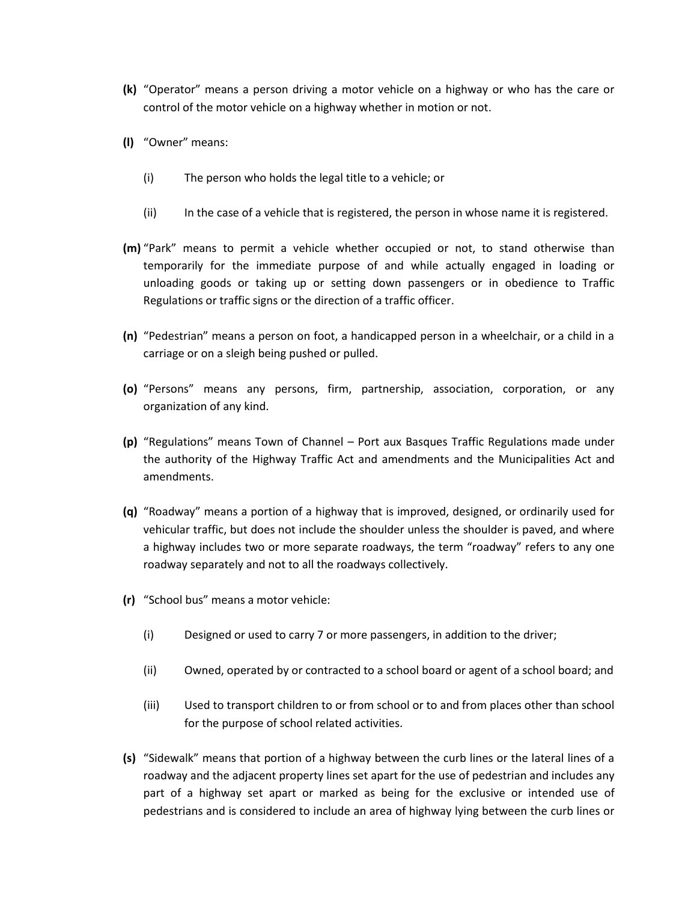**(k)** "Operator" means a person driving a motor vehicle on a highway or who has the care or control of the motor vehicle on a highway whether in motion or not.

**(l)** "Owner" means:

(i) The person who holds the legal title to a vehicle; or

(ii) In the case of a vehicle that is registered, the person in whose name it is registered.

**(m)** "Park" means to permit a vehicle whether occupied or not, to stand otherwise than temporarily for the immediate purpose of and while actually engaged in loading or unloading goods or taking up or setting down passengers or in obedience to Traffic Regulations or traffic signs or the direction of a traffic officer.

**(n)** "Pedestrian" means a person on foot, a handicapped person in a wheelchair, or a child in a carriage or on a sleigh being pushed or pulled.

**(o)** "Persons" means any persons, firm, partnership, association, corporation, or any organization of any kind.

**(p)** "Regulations" means Town of Channel – Port aux Basques Traffic Regulations made under the authority of the Highway Traffic Act and amendments and the Municipalities Act and amendments.

**(q)** "Roadway" means a portion of a highway that is improved, designed, or ordinarily used for vehicular traffic, but does not include the shoulder unless the shoulder is paved, and where a highway includes two or more separate roadways, the term "roadway" refers to any one roadway separately and not to all the roadways collectively.

**(r)** "School bus" means a motor vehicle:

(i) Designed or used to carry 7 or more passengers, in addition to the driver;

(ii) Owned, operated by or contracted to a school board or agent of a school board; and

(iii) Used to transport children to or from school or to and from places other than school for the purpose of school related activities.

**(s)** "Sidewalk" means that portion of a highway between the curb lines or the lateral lines of a roadway and the adjacent property lines set apart for the use of pedestrian and includes any part of a highway set apart or marked as being for the exclusive or intended use of pedestrians and is considered to include an area of highway lying between the curb lines or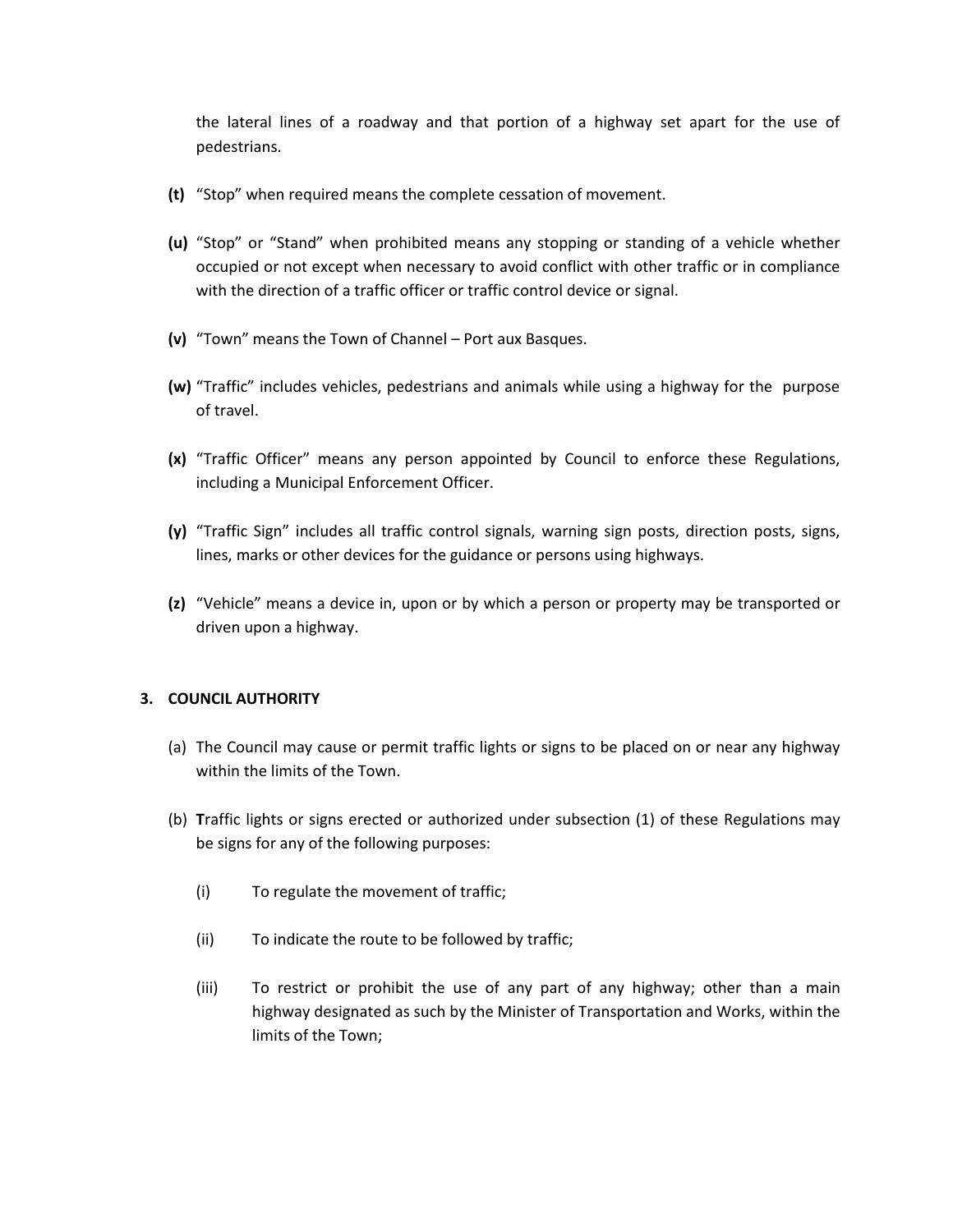the lateral lines of a roadway and that portion of a highway set apart for the use of pedestrians.

**(t)** “Stop” when required means the complete cessation of movement.

**(u)** “Stop” or “Stand” when prohibited means any stopping or standing of a vehicle whether occupied or not except when necessary to avoid conflict with other traffic or in compliance with the direction of a traffic officer or traffic control device or signal.

**(v)** “Town” means the Town of Channel – Port aux Basques.

**(w)** “Traffic” includes vehicles, pedestrians and animals while using a highway for the purpose of travel.

**(x)** “Traffic Officer” means any person appointed by Council to enforce these Regulations, including a Municipal Enforcement Officer.

**(y)** “Traffic Sign” includes all traffic control signals, warning sign posts, direction posts, signs, lines, marks or other devices for the guidance or persons using highways.

**(z)** “Vehicle” means a device in, upon or by which a person or property may be transported or driven upon a highway.

**3. COUNCIL AUTHORITY**

(a) The Council may cause or permit traffic lights or signs to be placed on or near any highway within the limits of the Town.

(b) **T**raffic lights or signs erected or authorized under subsection (1) of these Regulations may be signs for any of the following purposes:

(i) To regulate the movement of traffic;

(ii) To indicate the route to be followed by traffic;

(iii) To restrict or prohibit the use of any part of any highway; other than a main highway designated as such by the Minister of Transportation and Works, within the limits of the Town;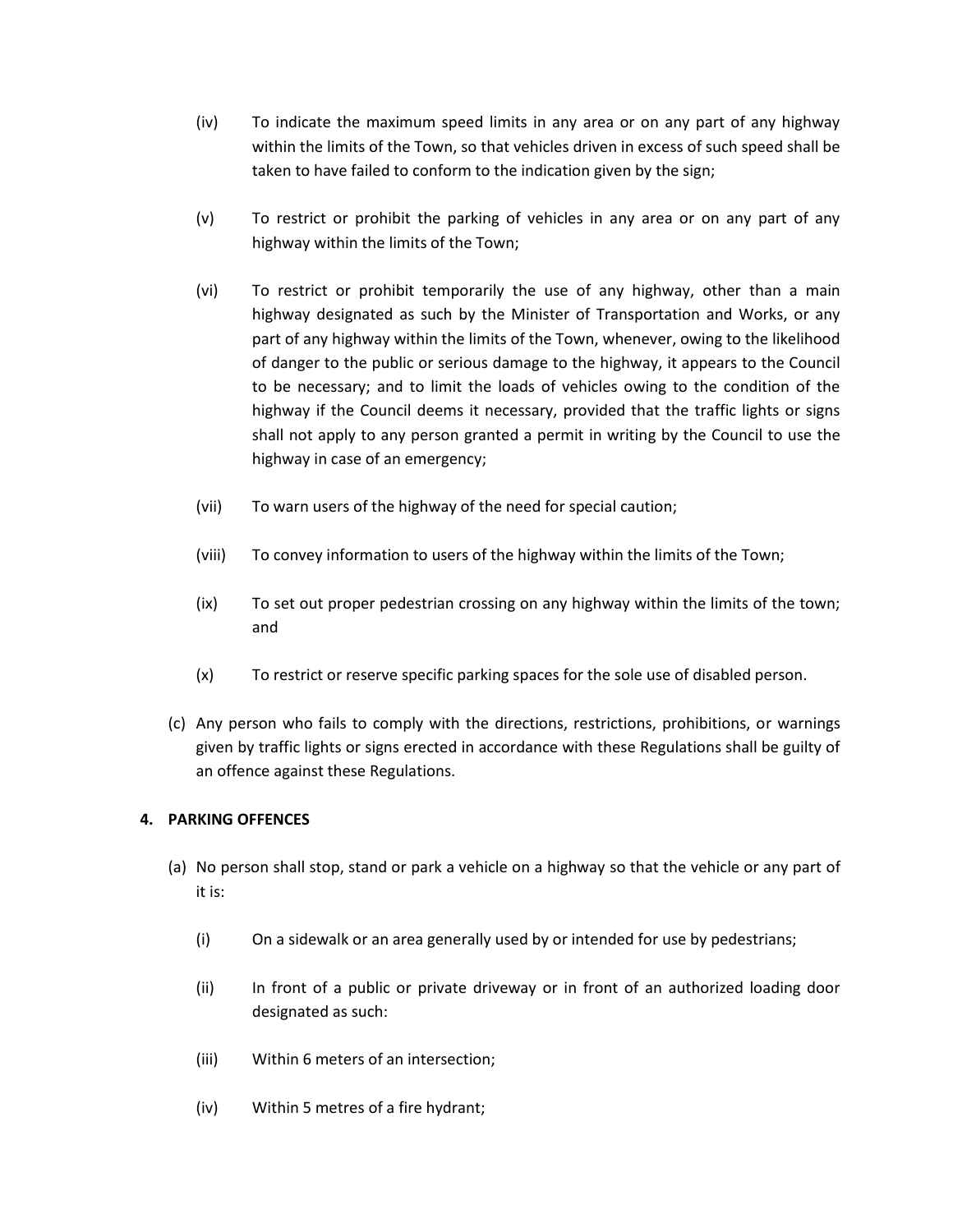(iv) To indicate the maximum speed limits in any area or on any part of any highway within the limits of the Town, so that vehicles driven in excess of such speed shall be taken to have failed to conform to the indication given by the sign;

(v) To restrict or prohibit the parking of vehicles in any area or on any part of any highway within the limits of the Town;

(vi) To restrict or prohibit temporarily the use of any highway, other than a main highway designated as such by the Minister of Transportation and Works, or any part of any highway within the limits of the Town, whenever, owing to the likelihood of danger to the public or serious damage to the highway, it appears to the Council to be necessary; and to limit the loads of vehicles owing to the condition of the highway if the Council deems it necessary, provided that the traffic lights or signs shall not apply to any person granted a permit in writing by the Council to use the highway in case of an emergency;

(vii) To warn users of the highway of the need for special caution;

(viii) To convey information to users of the highway within the limits of the Town;

(ix) To set out proper pedestrian crossing on any highway within the limits of the town; and

(x) To restrict or reserve specific parking spaces for the sole use of disabled person.

(c) Any person who fails to comply with the directions, restrictions, prohibitions, or warnings given by traffic lights or signs erected in accordance with these Regulations shall be guilty of an offence against these Regulations.

**4. PARKING OFFENCES**

(a) No person shall stop, stand or park a vehicle on a highway so that the vehicle or any part of it is:

(i) On a sidewalk or an area generally used by or intended for use by pedestrians;

(ii) In front of a public or private driveway or in front of an authorized loading door designated as such:

(iii) Within 6 meters of an intersection;

(iv) Within 5 metres of a fire hydrant;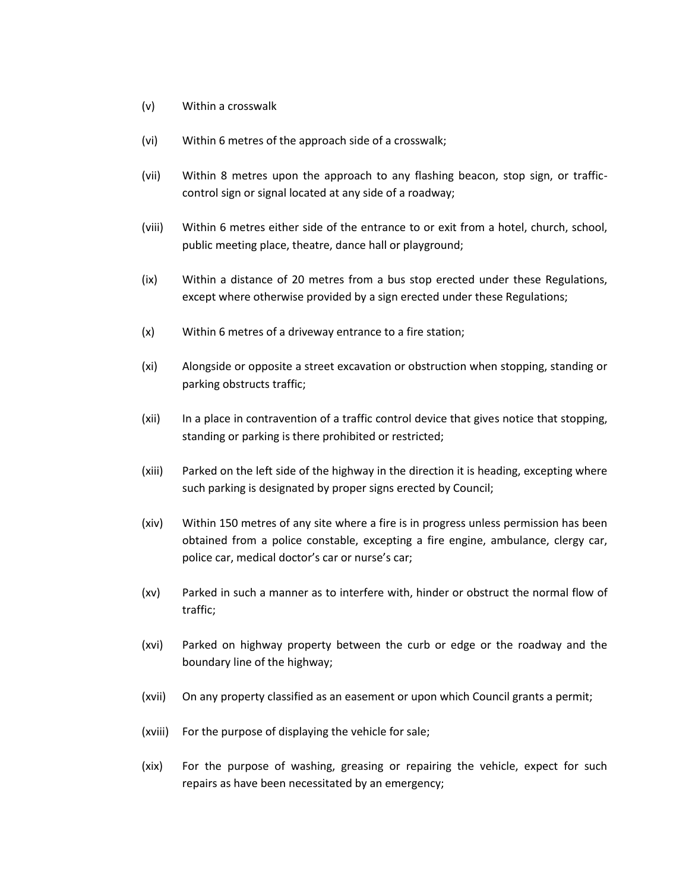(v) Within a crosswalk

(vi) Within 6 metres of the approach side of a crosswalk;

(vii) Within 8 metres upon the approach to any flashing beacon, stop sign, or traffic-control sign or signal located at any side of a roadway;

(viii) Within 6 metres either side of the entrance to or exit from a hotel, church, school, public meeting place, theatre, dance hall or playground;

(ix) Within a distance of 20 metres from a bus stop erected under these Regulations, except where otherwise provided by a sign erected under these Regulations;

(x) Within 6 metres of a driveway entrance to a fire station;

(xi) Alongside or opposite a street excavation or obstruction when stopping, standing or parking obstructs traffic;

(xii) In a place in contravention of a traffic control device that gives notice that stopping, standing or parking is there prohibited or restricted;

(xiii) Parked on the left side of the highway in the direction it is heading, excepting where such parking is designated by proper signs erected by Council;

(xiv) Within 150 metres of any site where a fire is in progress unless permission has been obtained from a police constable, excepting a fire engine, ambulance, clergy car, police car, medical doctor's car or nurse's car;

(xv) Parked in such a manner as to interfere with, hinder or obstruct the normal flow of traffic;

(xvi) Parked on highway property between the curb or edge or the roadway and the boundary line of the highway;

(xvii) On any property classified as an easement or upon which Council grants a permit;

(xviii) For the purpose of displaying the vehicle for sale;

(xix) For the purpose of washing, greasing or repairing the vehicle, expect for such repairs as have been necessitated by an emergency;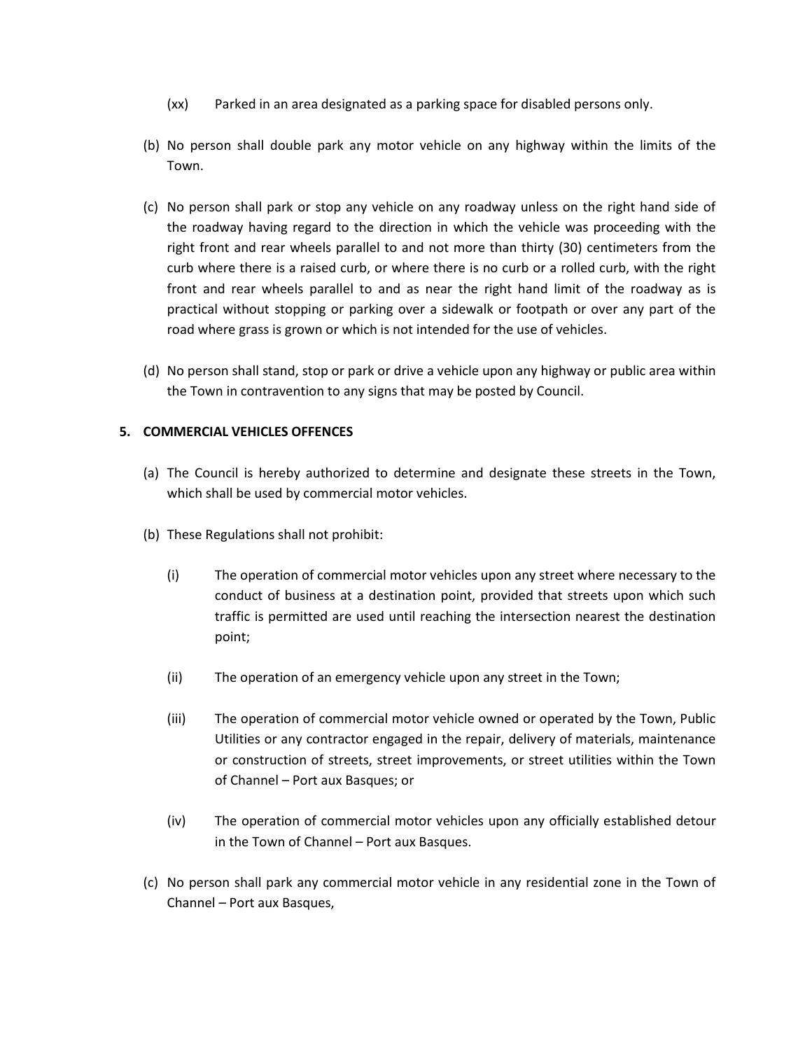(xx) Parked in an area designated as a parking space for disabled persons only.

(b) No person shall double park any motor vehicle on any highway within the limits of the Town.

(c) No person shall park or stop any vehicle on any roadway unless on the right hand side of the roadway having regard to the direction in which the vehicle was proceeding with the right front and rear wheels parallel to and not more than thirty (30) centimeters from the curb where there is a raised curb, or where there is no curb or a rolled curb, with the right front and rear wheels parallel to and as near the right hand limit of the roadway as is practical without stopping or parking over a sidewalk or footpath or over any part of the road where grass is grown or which is not intended for the use of vehicles.

(d) No person shall stand, stop or park or drive a vehicle upon any highway or public area within the Town in contravention to any signs that may be posted by Council.

**5. COMMERCIAL VEHICLES OFFENCES**

(a) The Council is hereby authorized to determine and designate these streets in the Town, which shall be used by commercial motor vehicles.

(b) These Regulations shall not prohibit:

(i) The operation of commercial motor vehicles upon any street where necessary to the conduct of business at a destination point, provided that streets upon which such traffic is permitted are used until reaching the intersection nearest the destination point;

(ii) The operation of an emergency vehicle upon any street in the Town;

(iii) The operation of commercial motor vehicle owned or operated by the Town, Public Utilities or any contractor engaged in the repair, delivery of materials, maintenance or construction of streets, street improvements, or street utilities within the Town of Channel – Port aux Basques; or

(iv) The operation of commercial motor vehicles upon any officially established detour in the Town of Channel – Port aux Basques.

(c) No person shall park any commercial motor vehicle in any residential zone in the Town of Channel – Port aux Basques,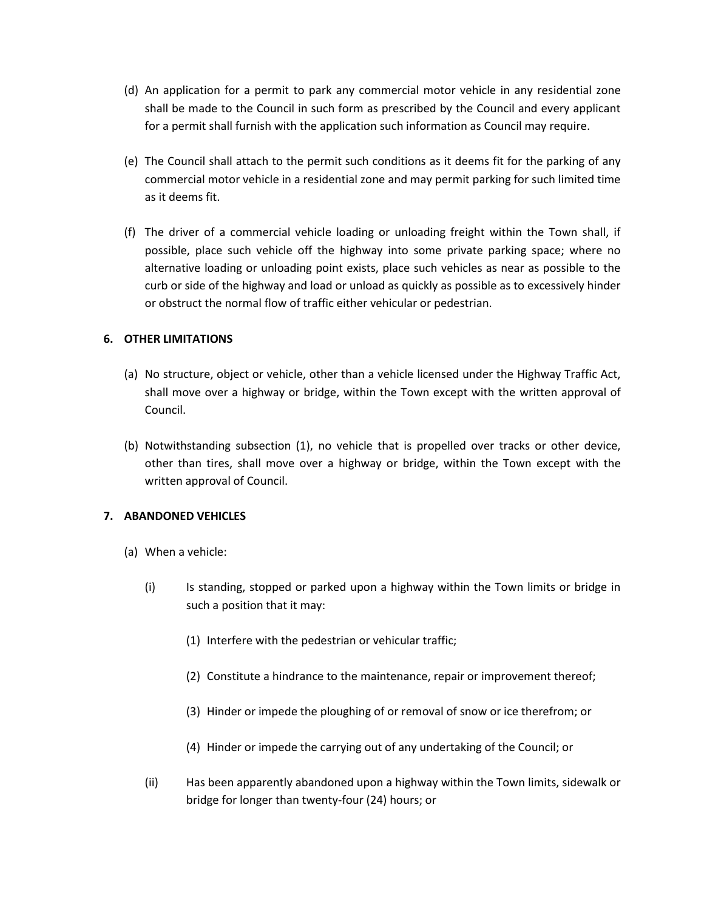(d) An application for a permit to park any commercial motor vehicle in any residential zone shall be made to the Council in such form as prescribed by the Council and every applicant for a permit shall furnish with the application such information as Council may require.

(e) The Council shall attach to the permit such conditions as it deems fit for the parking of any commercial motor vehicle in a residential zone and may permit parking for such limited time as it deems fit.

(f) The driver of a commercial vehicle loading or unloading freight within the Town shall, if possible, place such vehicle off the highway into some private parking space; where no alternative loading or unloading point exists, place such vehicles as near as possible to the curb or side of the highway and load or unload as quickly as possible as to excessively hinder or obstruct the normal flow of traffic either vehicular or pedestrian.

## 6. OTHER LIMITATIONS

(a) No structure, object or vehicle, other than a vehicle licensed under the Highway Traffic Act, shall move over a highway or bridge, within the Town except with the written approval of Council.

(b) Notwithstanding subsection (1), no vehicle that is propelled over tracks or other device, other than tires, shall move over a highway or bridge, within the Town except with the written approval of Council.

## 7. ABANDONED VEHICLES

(a) When a vehicle:

(i) Is standing, stopped or parked upon a highway within the Town limits or bridge in such a position that it may:

(1) Interfere with the pedestrian or vehicular traffic;

(2) Constitute a hindrance to the maintenance, repair or improvement thereof;

(3) Hinder or impede the ploughing of or removal of snow or ice therefrom; or

(4) Hinder or impede the carrying out of any undertaking of the Council; or

(ii) Has been apparently abandoned upon a highway within the Town limits, sidewalk or bridge for longer than twenty-four (24) hours; or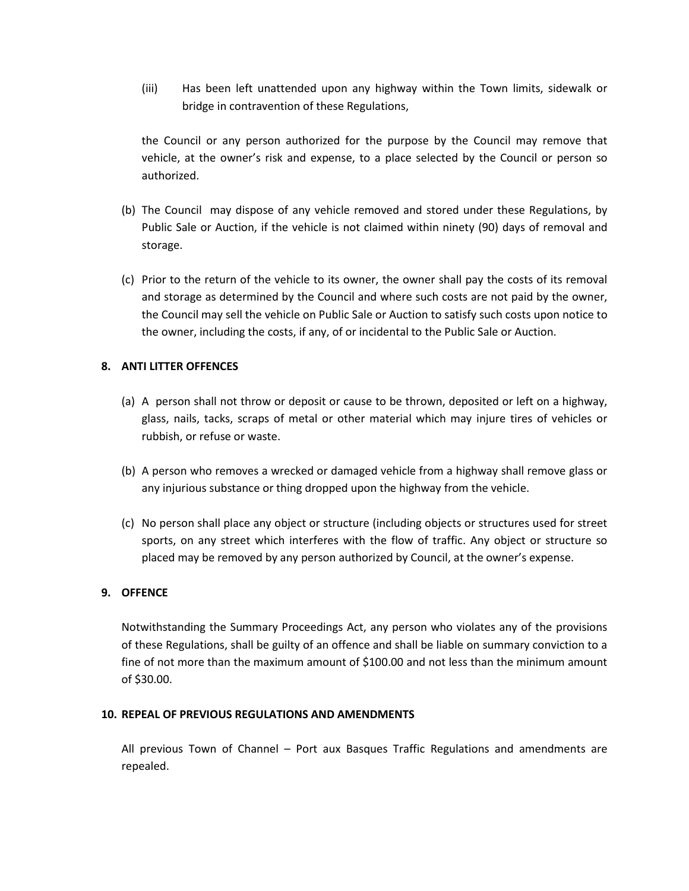(iii) Has been left unattended upon any highway within the Town limits, sidewalk or bridge in contravention of these Regulations,

the Council or any person authorized for the purpose by the Council may remove that vehicle, at the owner's risk and expense, to a place selected by the Council or person so authorized.

(b) The Council may dispose of any vehicle removed and stored under these Regulations, by Public Sale or Auction, if the vehicle is not claimed within ninety (90) days of removal and storage.

(c) Prior to the return of the vehicle to its owner, the owner shall pay the costs of its removal and storage as determined by the Council and where such costs are not paid by the owner, the Council may sell the vehicle on Public Sale or Auction to satisfy such costs upon notice to the owner, including the costs, if any, of or incidental to the Public Sale or Auction.

## 8. ANTI LITTER OFFENCES

(a) A person shall not throw or deposit or cause to be thrown, deposited or left on a highway, glass, nails, tacks, scraps of metal or other material which may injure tires of vehicles or rubbish, or refuse or waste.

(b) A person who removes a wrecked or damaged vehicle from a highway shall remove glass or any injurious substance or thing dropped upon the highway from the vehicle.

(c) No person shall place any object or structure (including objects or structures used for street sports, on any street which interferes with the flow of traffic. Any object or structure so placed may be removed by any person authorized by Council, at the owner's expense.

## 9. OFFENCE

Notwithstanding the Summary Proceedings Act, any person who violates any of the provisions of these Regulations, shall be guilty of an offence and shall be liable on summary conviction to a fine of not more than the maximum amount of $100.00 and not less than the minimum amount of $30.00.

## 10. REPEAL OF PREVIOUS REGULATIONS AND AMENDMENTS

All previous Town of Channel – Port aux Basques Traffic Regulations and amendments are repealed.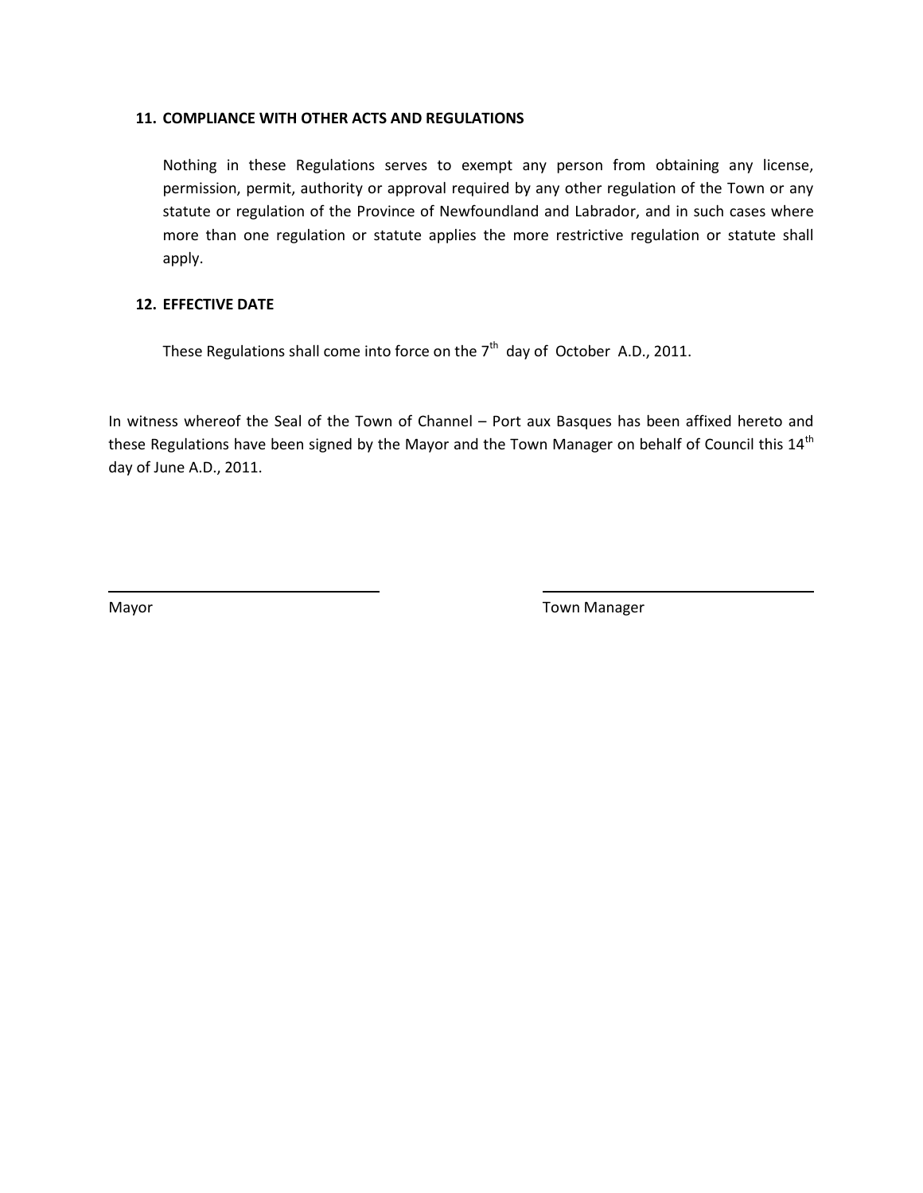## 11. COMPLIANCE WITH OTHER ACTS AND REGULATIONS

Nothing in these Regulations serves to exempt any person from obtaining any license, permission, permit, authority or approval required by any other regulation of the Town or any statute or regulation of the Province of Newfoundland and Labrador, and in such cases where more than one regulation or statute applies the more restrictive regulation or statute shall apply.

## 12. EFFECTIVE DATE

These Regulations shall come into force on the 7th day of October A.D., 2011.

In witness whereof the Seal of the Town of Channel – Port aux Basques has been affixed hereto and these Regulations have been signed by the Mayor and the Town Manager on behalf of Council this 14th day of June A.D., 2011.

\_\_\_\_\_\_\_\_\_\_\_\_\_\_\_\_\_\_\_\_\_\_\_\_\_\_\_\_\_\_\_\_
Mayor

\_\_\_\_\_\_\_\_\_\_\_\_\_\_\_\_\_\_\_\_\_\_\_\_\_\_\_\_\_\_\_\_
Town Manager